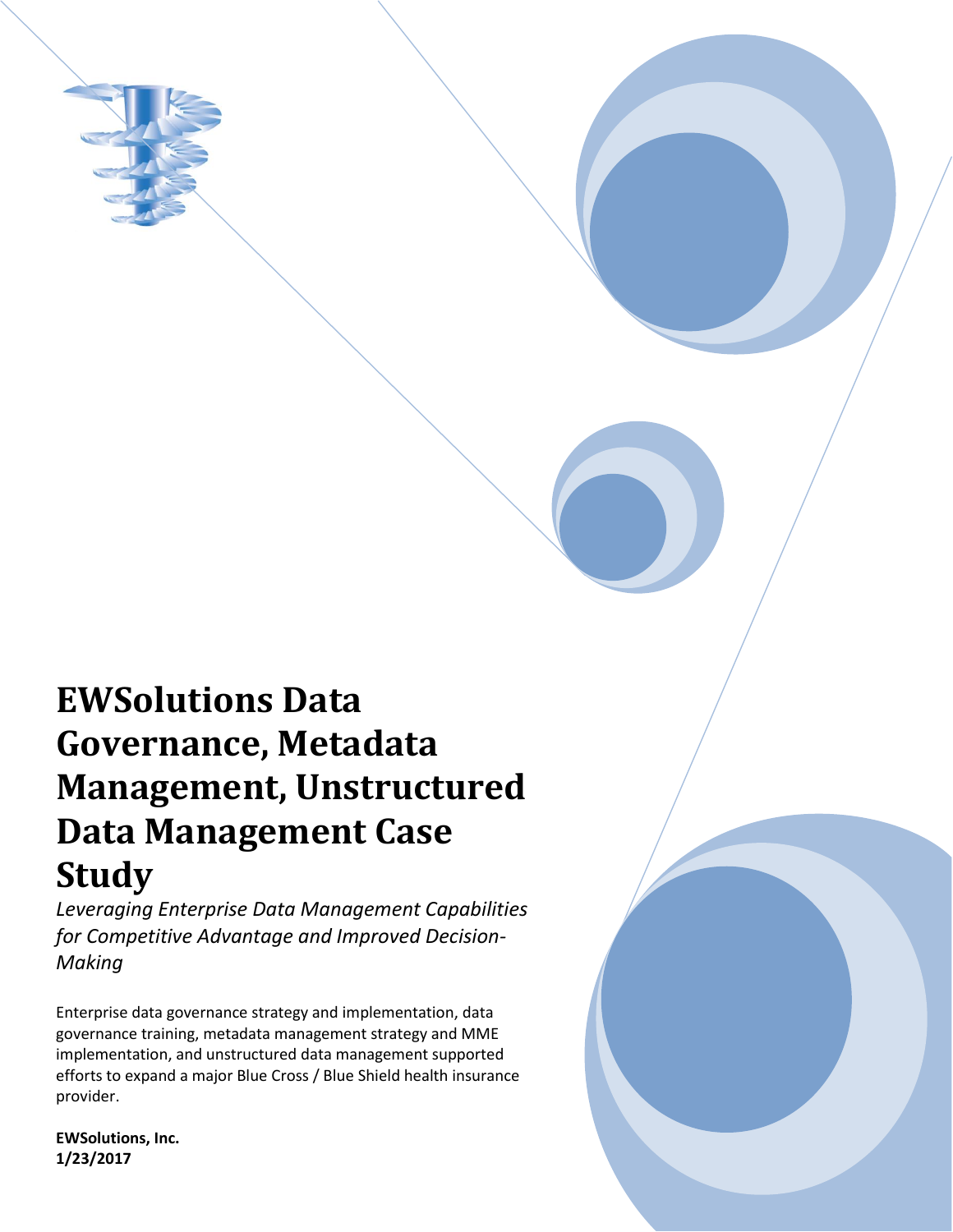# EWSolutions Data Governance, Metadata Management, Unstructured Data Management Case Study

*Leveraging Enterprise Data Management Capabilities for Competitive Advantage and Improved Decision-Making*

Enterprise data governance strategy and implementation, data governance training, metadata management strategy and MME implementation, and unstructured data management supported efforts to expand a major Blue Cross / Blue Shield health insurance provider.

**EWSolutions, Inc.**
**1/23/2017**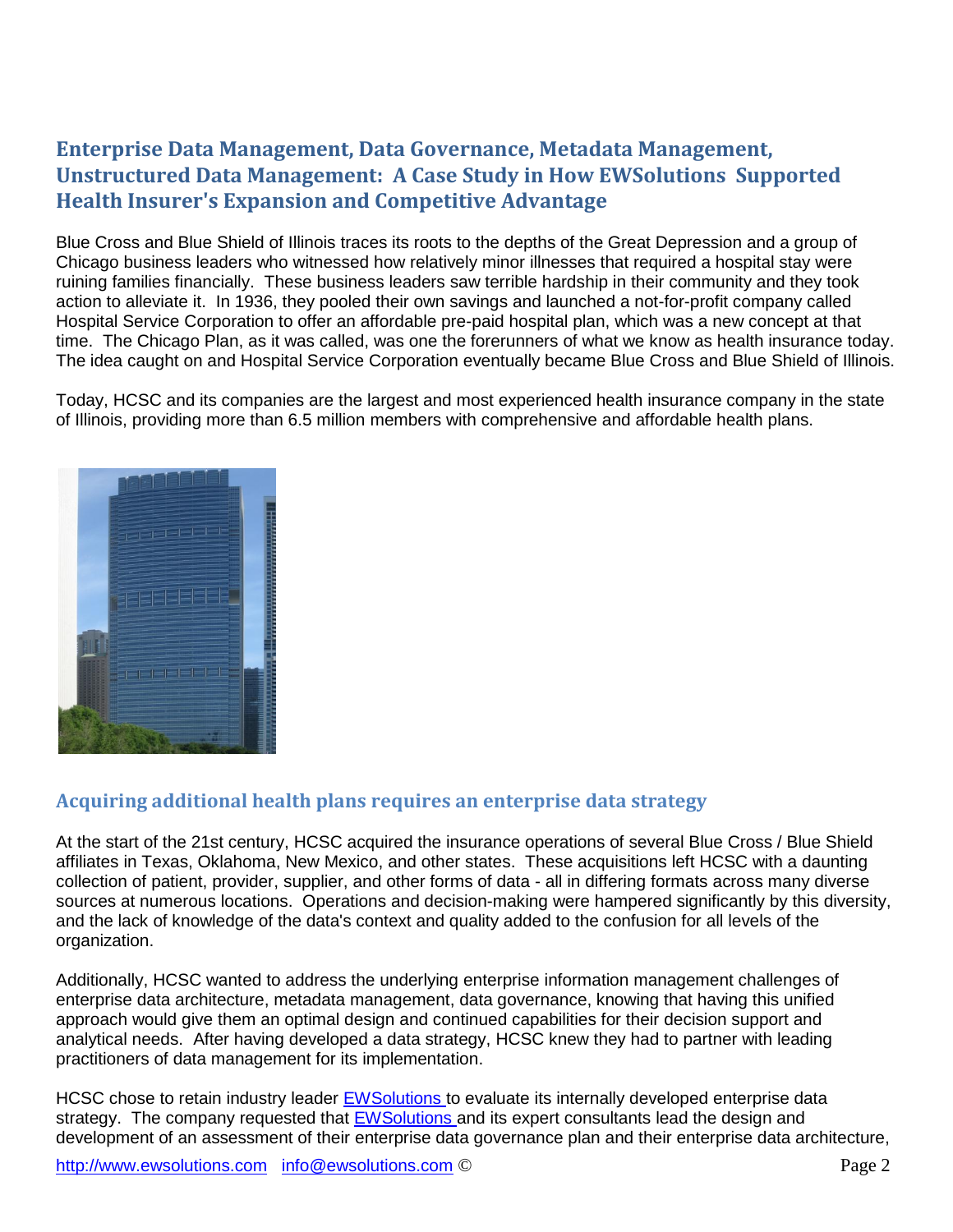## Enterprise Data Management, Data Governance, Metadata Management, Unstructured Data Management: A Case Study in How EWSolutions Supported Health Insurer's Expansion and Competitive Advantage

Blue Cross and Blue Shield of Illinois traces its roots to the depths of the Great Depression and a group of Chicago business leaders who witnessed how relatively minor illnesses that required a hospital stay were ruining families financially. These business leaders saw terrible hardship in their community and they took action to alleviate it. In 1936, they pooled their own savings and launched a not-for-profit company called Hospital Service Corporation to offer an affordable pre-paid hospital plan, which was a new concept at that time. The Chicago Plan, as it was called, was one the forerunners of what we know as health insurance today. The idea caught on and Hospital Service Corporation eventually became Blue Cross and Blue Shield of Illinois.

Today, HCSC and its companies are the largest and most experienced health insurance company in the state of Illinois, providing more than 6.5 million members with comprehensive and affordable health plans.

### Acquiring additional health plans requires an enterprise data strategy

At the start of the 21st century, HCSC acquired the insurance operations of several Blue Cross / Blue Shield affiliates in Texas, Oklahoma, New Mexico, and other states. These acquisitions left HCSC with a daunting collection of patient, provider, supplier, and other forms of data - all in differing formats across many diverse sources at numerous locations. Operations and decision-making were hampered significantly by this diversity, and the lack of knowledge of the data's context and quality added to the confusion for all levels of the organization.

Additionally, HCSC wanted to address the underlying enterprise information management challenges of enterprise data architecture, metadata management, data governance, knowing that having this unified approach would give them an optimal design and continued capabilities for their decision support and analytical needs. After having developed a data strategy, HCSC knew they had to partner with leading practitioners of data management for its implementation.

HCSC chose to retain industry leader EWSolutions to evaluate its internally developed enterprise data strategy. The company requested that EWSolutions and its expert consultants lead the design and development of an assessment of their enterprise data governance plan and their enterprise data architecture,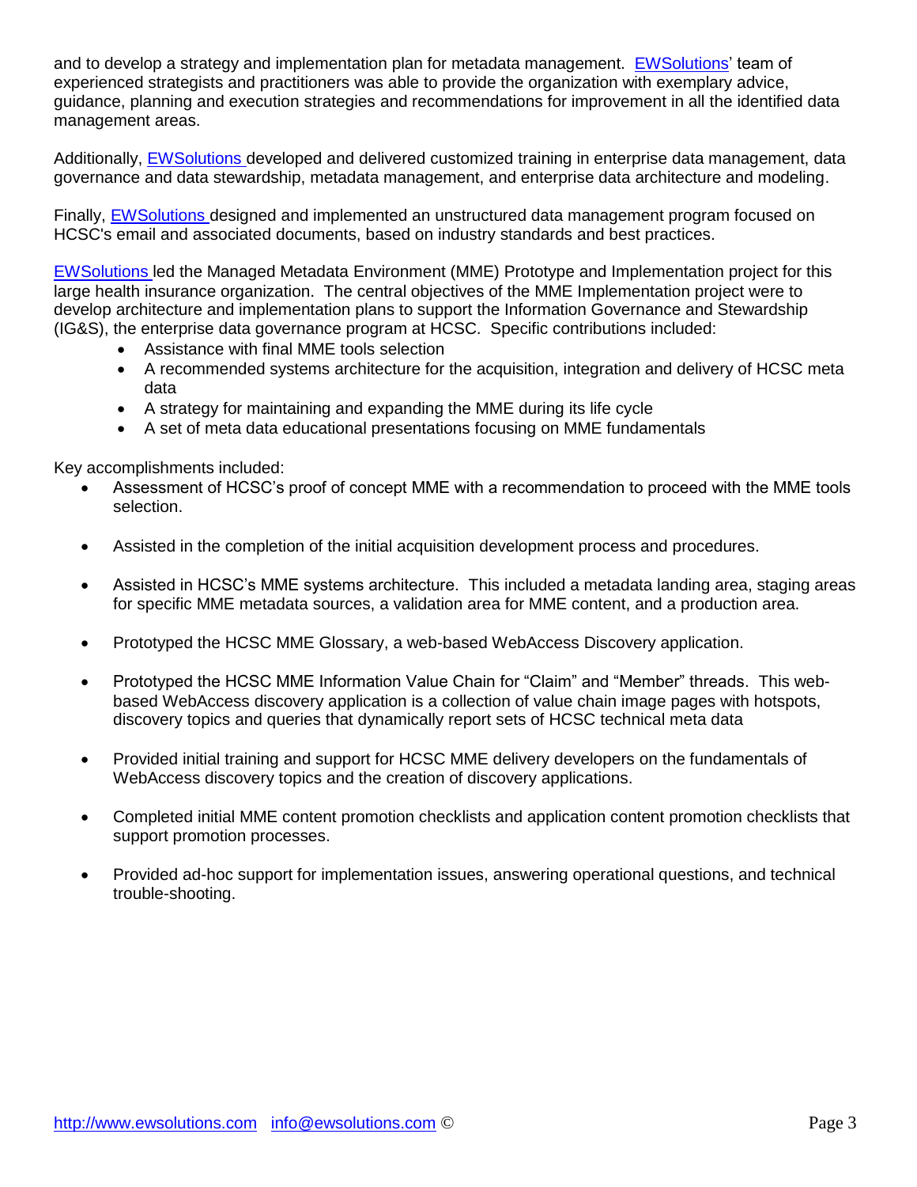and to develop a strategy and implementation plan for metadata management. EWSolutions' team of experienced strategists and practitioners was able to provide the organization with exemplary advice, guidance, planning and execution strategies and recommendations for improvement in all the identified data management areas.

Additionally, EWSolutions developed and delivered customized training in enterprise data management, data governance and data stewardship, metadata management, and enterprise data architecture and modeling.

Finally, EWSolutions designed and implemented an unstructured data management program focused on HCSC's email and associated documents, based on industry standards and best practices.

EWSolutions led the Managed Metadata Environment (MME) Prototype and Implementation project for this large health insurance organization. The central objectives of the MME Implementation project were to develop architecture and implementation plans to support the Information Governance and Stewardship (IG&S), the enterprise data governance program at HCSC. Specific contributions included:

- Assistance with final MME tools selection
- A recommended systems architecture for the acquisition, integration and delivery of HCSC meta data
- A strategy for maintaining and expanding the MME during its life cycle
- A set of meta data educational presentations focusing on MME fundamentals

Key accomplishments included:

- Assessment of HCSC's proof of concept MME with a recommendation to proceed with the MME tools selection.
- Assisted in the completion of the initial acquisition development process and procedures.
- Assisted in HCSC's MME systems architecture. This included a metadata landing area, staging areas for specific MME metadata sources, a validation area for MME content, and a production area.
- Prototyped the HCSC MME Glossary, a web-based WebAccess Discovery application.
- Prototyped the HCSC MME Information Value Chain for "Claim" and "Member" threads. This web-based WebAccess discovery application is a collection of value chain image pages with hotspots, discovery topics and queries that dynamically report sets of HCSC technical meta data
- Provided initial training and support for HCSC MME delivery developers on the fundamentals of WebAccess discovery topics and the creation of discovery applications.
- Completed initial MME content promotion checklists and application content promotion checklists that support promotion processes.
- Provided ad-hoc support for implementation issues, answering operational questions, and technical trouble-shooting.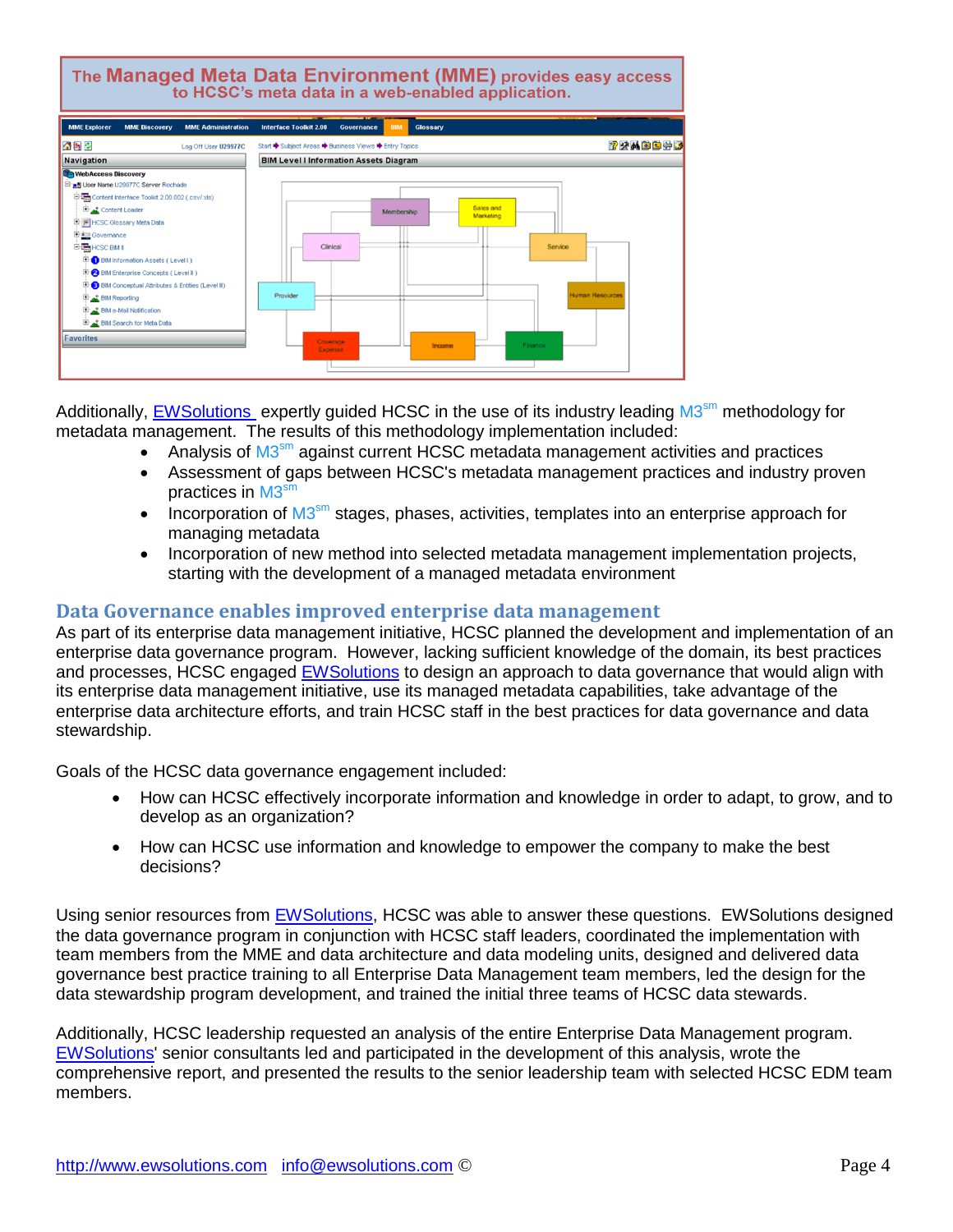The **Managed Meta Data Environment (MME)** provides easy access to HCSC's meta data in a web-enabled application.

Additionally, EWSolutions expertly guided HCSC in the use of its industry leading M3[sm] methodology for metadata management. The results of this methodology implementation included:

- Analysis of M3[sm] against current HCSC metadata management activities and practices
- Assessment of gaps between HCSC's metadata management practices and industry proven practices in M3[sm]
- Incorporation of M3[sm] stages, phases, activities, templates into an enterprise approach for managing metadata
- Incorporation of new method into selected metadata management implementation projects, starting with the development of a managed metadata environment

## Data Governance enables improved enterprise data management

As part of its enterprise data management initiative, HCSC planned the development and implementation of an enterprise data governance program. However, lacking sufficient knowledge of the domain, its best practices and processes, HCSC engaged EWSolutions to design an approach to data governance that would align with its enterprise data management initiative, use its managed metadata capabilities, take advantage of the enterprise data architecture efforts, and train HCSC staff in the best practices for data governance and data stewardship.

Goals of the HCSC data governance engagement included:

- How can HCSC effectively incorporate information and knowledge in order to adapt, to grow, and to develop as an organization?
- How can HCSC use information and knowledge to empower the company to make the best decisions?

Using senior resources from EWSolutions, HCSC was able to answer these questions. EWSolutions designed the data governance program in conjunction with HCSC staff leaders, coordinated the implementation with team members from the MME and data architecture and data modeling units, designed and delivered data governance best practice training to all Enterprise Data Management team members, led the design for the data stewardship program development, and trained the initial three teams of HCSC data stewards.

Additionally, HCSC leadership requested an analysis of the entire Enterprise Data Management program. EWSolutions' senior consultants led and participated in the development of this analysis, wrote the comprehensive report, and presented the results to the senior leadership team with selected HCSC EDM team members.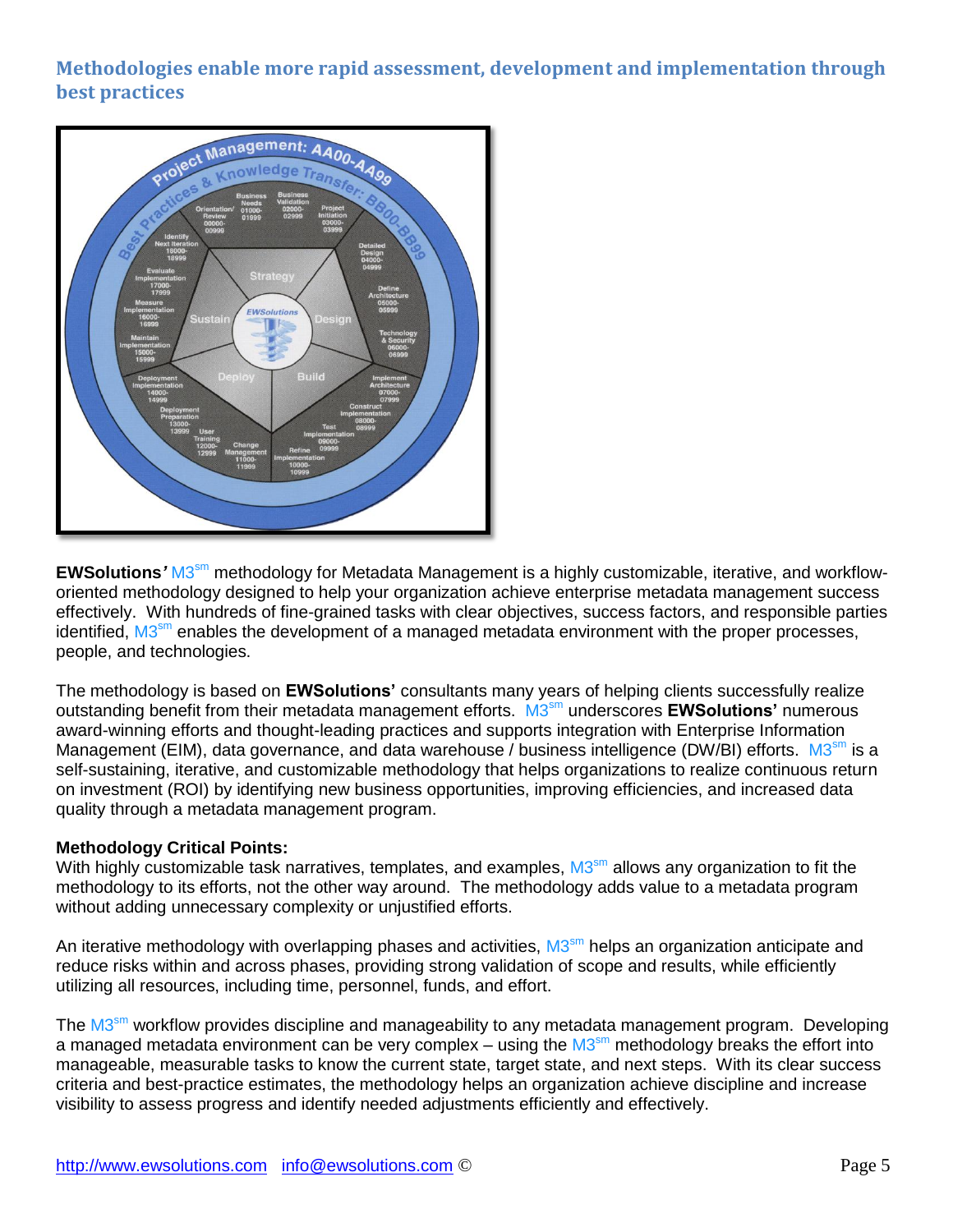## Methodologies enable more rapid assessment, development and implementation through best practices

Project Management: AA00-AA99

Best Practices & Knowledge Transfer: BB00-BB99

Strategy

Design

Build

Deploy

Sustain

EWSolutions

Orientation/ Review 00000-00999

Business Needs 01000-01999

Business Validation 02000-02999

Project Initiation 03000-03999

Detailed Design 04000-04999

Define Architecture 05000-05999

Technology & Security 06000-06999

Implement Architecture 07000-07999

Construct Implementation 08000-08999

Test Implementation 09000-09999

Refine Implementation 10000-10999

Change Management 11000-11999

User Training 12000-12999

Deployment Preparation 13000-13999

Deployment Implementation 14000-14999

Maintain Implementation 15000-15999

Measure Implementation 16000-16999

Evaluate Implementation 17000-17999

Identify Next Iteration 18000-18999

**EWSolutions'** M3[sm] methodology for Metadata Management is a highly customizable, iterative, and workflow-oriented methodology designed to help your organization achieve enterprise metadata management success effectively. With hundreds of fine-grained tasks with clear objectives, success factors, and responsible parties identified, M3[sm] enables the development of a managed metadata environment with the proper processes, people, and technologies.

The methodology is based on **EWSolutions'** consultants many years of helping clients successfully realize outstanding benefit from their metadata management efforts. M3[sm] underscores **EWSolutions'** numerous award-winning efforts and thought-leading practices and supports integration with Enterprise Information Management (EIM), data governance, and data warehouse / business intelligence (DW/BI) efforts. M3[sm] is a self-sustaining, iterative, and customizable methodology that helps organizations to realize continuous return on investment (ROI) by identifying new business opportunities, improving efficiencies, and increased data quality through a metadata management program.

**Methodology Critical Points:**

With highly customizable task narratives, templates, and examples, M3[sm] allows any organization to fit the methodology to its efforts, not the other way around. The methodology adds value to a metadata program without adding unnecessary complexity or unjustified efforts.

An iterative methodology with overlapping phases and activities, M3[sm] helps an organization anticipate and reduce risks within and across phases, providing strong validation of scope and results, while efficiently utilizing all resources, including time, personnel, funds, and effort.

The M3[sm] workflow provides discipline and manageability to any metadata management program. Developing a managed metadata environment can be very complex – using the M3[sm] methodology breaks the effort into manageable, measurable tasks to know the current state, target state, and next steps. With its clear success criteria and best-practice estimates, the methodology helps an organization achieve discipline and increase visibility to assess progress and identify needed adjustments efficiently and effectively.

http://www.ewsolutions.com info@ewsolutions.com ©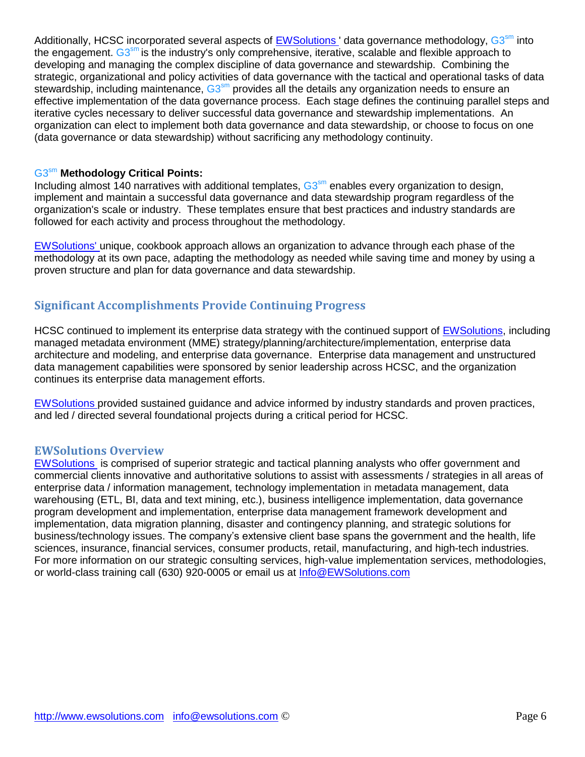Additionally, HCSC incorporated several aspects of EWSolutions' data governance methodology, G3[sm] into the engagement. G3[sm] is the industry's only comprehensive, iterative, scalable and flexible approach to developing and managing the complex discipline of data governance and stewardship. Combining the strategic, organizational and policy activities of data governance with the tactical and operational tasks of data stewardship, including maintenance, G3[sm] provides all the details any organization needs to ensure an effective implementation of the data governance process. Each stage defines the continuing parallel steps and iterative cycles necessary to deliver successful data governance and stewardship implementations. An organization can elect to implement both data governance and data stewardship, or choose to focus on one (data governance or data stewardship) without sacrificing any methodology continuity.

**G3[sm] Methodology Critical Points:**

Including almost 140 narratives with additional templates, G3[sm] enables every organization to design, implement and maintain a successful data governance and data stewardship program regardless of the organization's scale or industry. These templates ensure that best practices and industry standards are followed for each activity and process throughout the methodology.

EWSolutions' unique, cookbook approach allows an organization to advance through each phase of the methodology at its own pace, adapting the methodology as needed while saving time and money by using a proven structure and plan for data governance and data stewardship.

## Significant Accomplishments Provide Continuing Progress

HCSC continued to implement its enterprise data strategy with the continued support of EWSolutions, including managed metadata environment (MME) strategy/planning/architecture/implementation, enterprise data architecture and modeling, and enterprise data governance. Enterprise data management and unstructured data management capabilities were sponsored by senior leadership across HCSC, and the organization continues its enterprise data management efforts.

EWSolutions provided sustained guidance and advice informed by industry standards and proven practices, and led / directed several foundational projects during a critical period for HCSC.

## EWSolutions Overview

EWSolutions is comprised of superior strategic and tactical planning analysts who offer government and commercial clients innovative and authoritative solutions to assist with assessments / strategies in all areas of enterprise data / information management, technology implementation in metadata management, data warehousing (ETL, BI, data and text mining, etc.), business intelligence implementation, data governance program development and implementation, enterprise data management framework development and implementation, data migration planning, disaster and contingency planning, and strategic solutions for business/technology issues. The company's extensive client base spans the government and the health, life sciences, insurance, financial services, consumer products, retail, manufacturing, and high-tech industries. For more information on our strategic consulting services, high-value implementation services, methodologies, or world-class training call (630) 920-0005 or email us at Info@EWSolutions.com